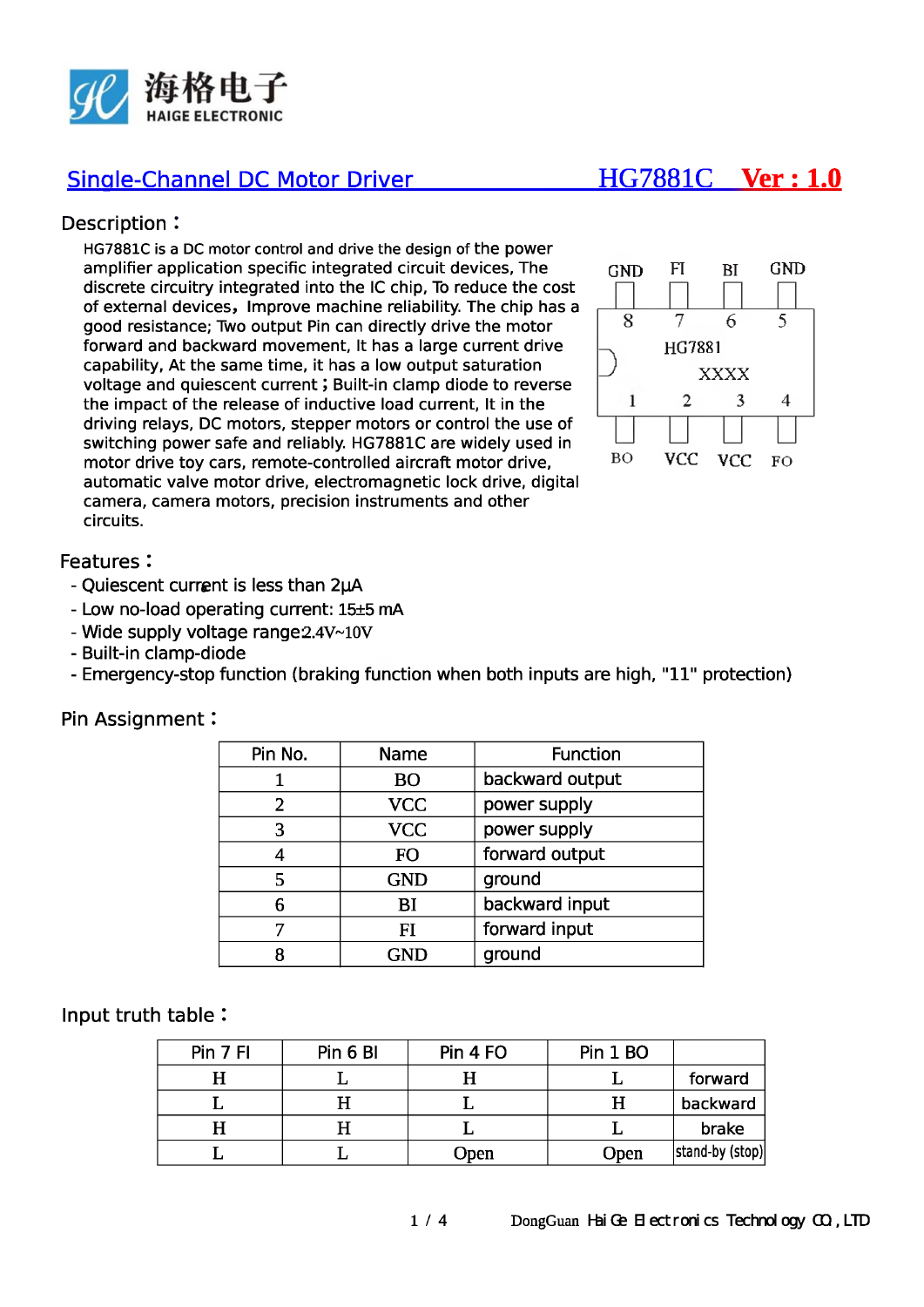海格电子
HAIGE ELECTRONIC

# Single-Channel DC Motor Driver HG7881C Ver : 1.0

## Description：

HG7881C is a DC motor control and drive the design of the power amplifier application specific integrated circuit devices, The discrete circuitry integrated into the IC chip, To reduce the cost of external devices，Improve machine reliability. The chip has a good resistance; Two output Pin can directly drive the motor forward and backward movement, It has a large current drive capability, At the same time, it has a low output saturation voltage and quiescent current；Built-in clamp diode to reverse the impact of the release of inductive load current, It in the driving relays, DC motors, stepper motors or control the use of switching power safe and reliably. HG7881C are widely used in motor drive toy cars, remote-controlled aircraft motor drive, automatic valve motor drive, electromagnetic lock drive, digital camera, camera motors, precision instruments and other circuits.

GND FI BI GND
8 7 6 5
HG7881
XXXX
1 2 3 4
BO VCC VCC FO

## Features：

- Quiescent current is less than 2μA
- Low no-load operating current: 15±5 mA
- Wide supply voltage range:2.4V~10V
- Built-in clamp-diode
- Emergency-stop function (braking function when both inputs are high, "11" protection)

## Pin Assignment：

| Pin No. | Name | Function |
|---|---|---|
| 1 | BO | backward output |
| 2 | VCC | power supply |
| 3 | VCC | power supply |
| 4 | FO | forward output |
| 5 | GND | ground |
| 6 | BI | backward input |
| 7 | FI | forward input |
| 8 | GND | ground |

## Input truth table：

| Pin 7 FI | Pin 6 BI | Pin 4 FO | Pin 1 BO | |
|---|---|---|---|---|
| H | L | H | L | forward |
| L | H | L | H | backward |
| H | H | L | L | brake |
| L | L | Open | Open | stand-by (stop) |

DongGuan Hai Ge Electronics Technology CO., LTD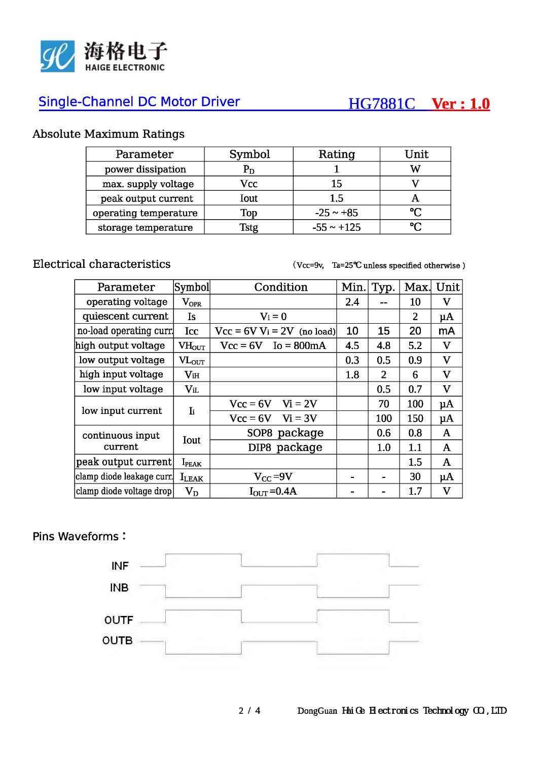## Single-Channel DC Motor Driver HG7881C Ver : 1.0

### Absolute Maximum Ratings

| Parameter | Symbol | Rating | Unit |
|---|---|---|---|
| power dissipation | $P_D$ | 1 | W |
| max. supply voltage | Vcc | 15 | V |
| peak output current | Iout | 1.5 | A |
| operating temperature | Top | -25 ~ +85 | ℃ |
| storage temperature | Tstg | -55 ~ +125 | ℃ |

### Electrical characteristics

（Vcc=9v, Ta=25℃ unless specified otherwise ）

| Parameter | Symbol | Condition | Min. | Typ. | Max. | Unit |
|---|---|---|---|---|---|---|
| operating voltage | $V_{OPR}$ | | 2.4 | -- | 10 | V |
| quiescent current | Is | $V_i = 0$ | | | 2 | μA |
| no-load operating curr. | Icc | Vcc = 6V Vi = 2V (no load) | 10 | 15 | 20 | mA |
| high output voltage | $VH_{OUT}$ | Vcc = 6V Io = 800mA | 4.5 | 4.8 | 5.2 | V |
| low output voltage | $VL_{OUT}$ | | 0.3 | 0.5 | 0.9 | V |
| high input voltage | $V_{iH}$ | | 1.8 | 2 | 6 | V |
| low input voltage | $V_{iL}$ | | | 0.5 | 0.7 | V |
| low input current | $I_i$ | Vcc = 6V Vi = 2V | | 70 | 100 | μA |
| | | Vcc = 6V Vi = 3V | | 100 | 150 | μA |
| continuous input current | Iout | SOP8 package | | 0.6 | 0.8 | A |
| | | DIP8 package | | 1.0 | 1.1 | A |
| peak output current | $I_{PEAK}$ | | | | 1.5 | A |
| clamp diode leakage curr. | $I_{LEAK}$ | $V_{CC}$ =9V | - | - | 30 | μA |
| clamp diode voltage drop | $V_D$ | $I_{OUT}$ =0.4A | - | - | 1.7 | V |

### Pins Waveforms：

INF

INB

OUTF

OUTB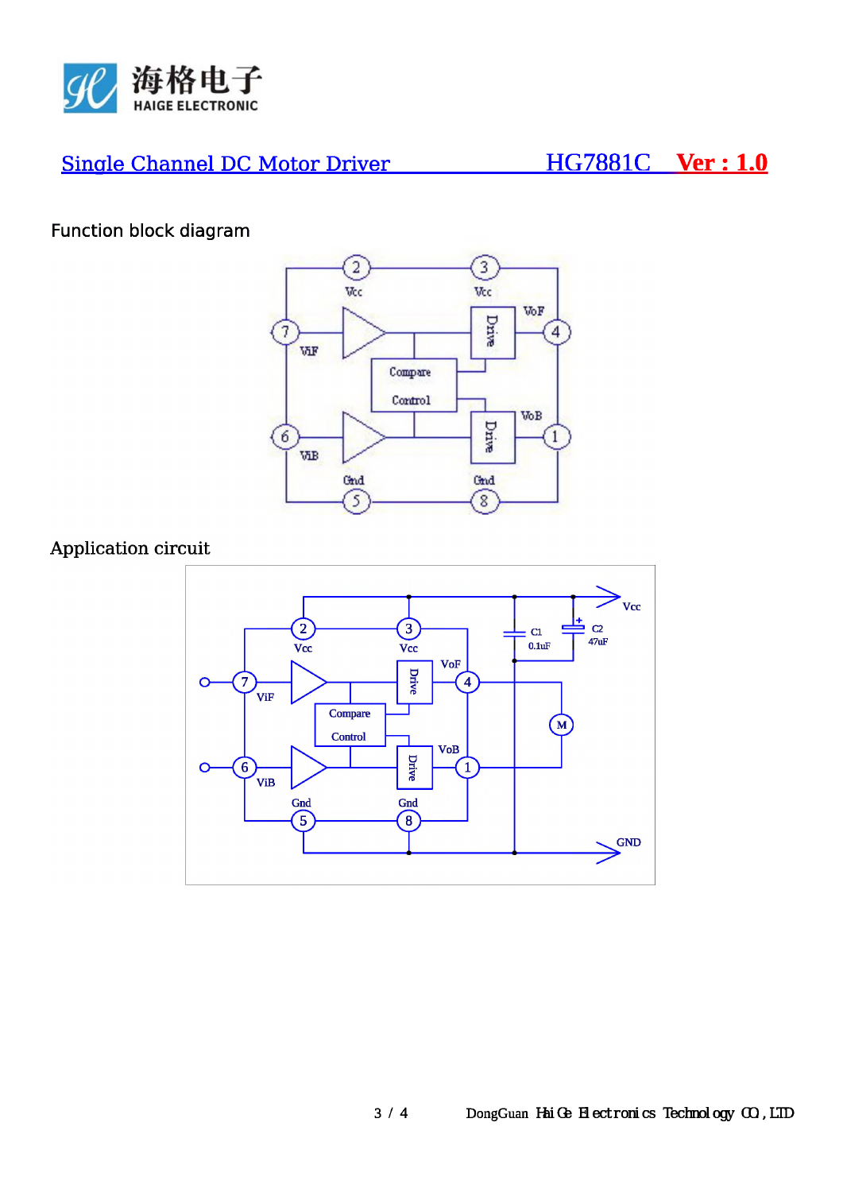## Function block diagram

## Application circuit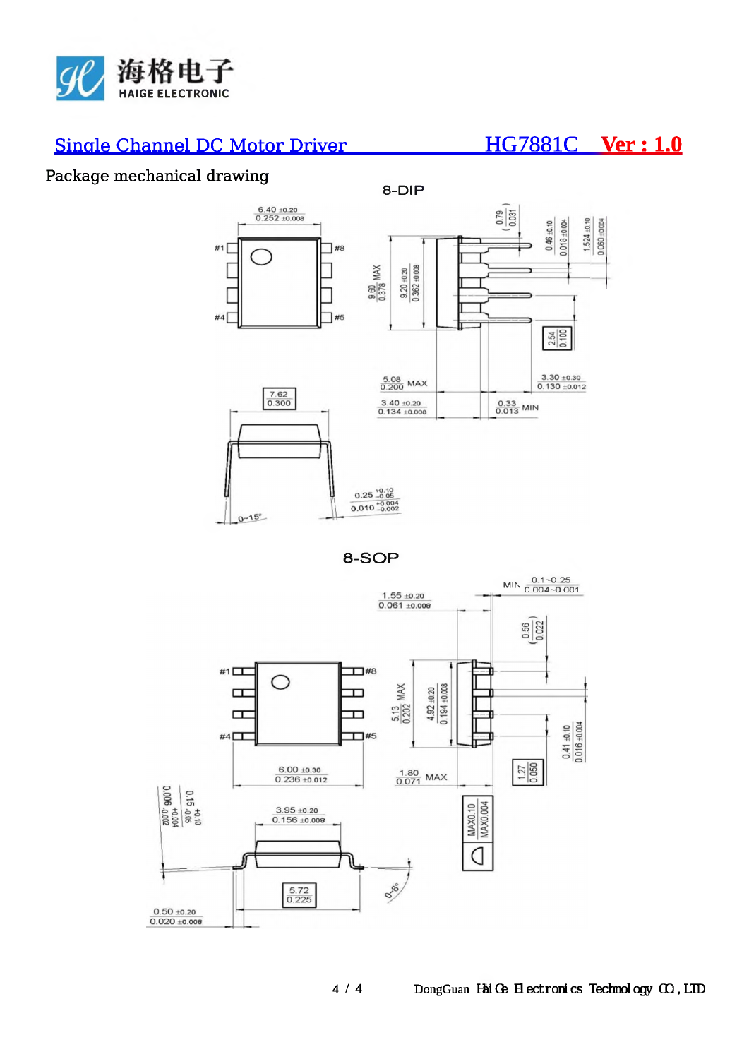Package mechanical drawing

8-DIP

6.40 ±0.20
0.252 ±0.008

#1
#8
#4
#5

9.60 MAX
0.378

9.20 ±0.20
0.362 ±0.008

0.79
(0.031)

0.46 ±0.10
0.018 ±0.004

1.524 ±0.10
0.060 ±0.004

2.54
0.100

5.08 MAX
0.200

3.30 ±0.30
0.130 ±0.012

3.40 ±0.20
0.134 ±0.008

0.33 MIN
0.013

7.62
0.300

0.25 +0.10 -0.05
0.010 +0.004 -0.002

0~15°

8-SOP

MIN 0.1~0.25
0.004~0.001

1.55 ±0.20
0.061 ±0.008

0.56
(0.022)

#1
#8
#4
#5

5.13 MAX
0.202

4.92 ±0.20
0.194 ±0.008

0.41 ±0.10
0.016 ±0.004

6.00 ±0.30
0.236 ±0.012

1.80 MAX
0.071

1.27
0.050

MAX0.10
MAX0.004

0.15 +0.10 -0.05
0.006 +0.004 -0.002

3.95 ±0.20
0.156 ±0.008

5.72
0.225

0~8°

0.50 ±0.20
0.020 ±0.008